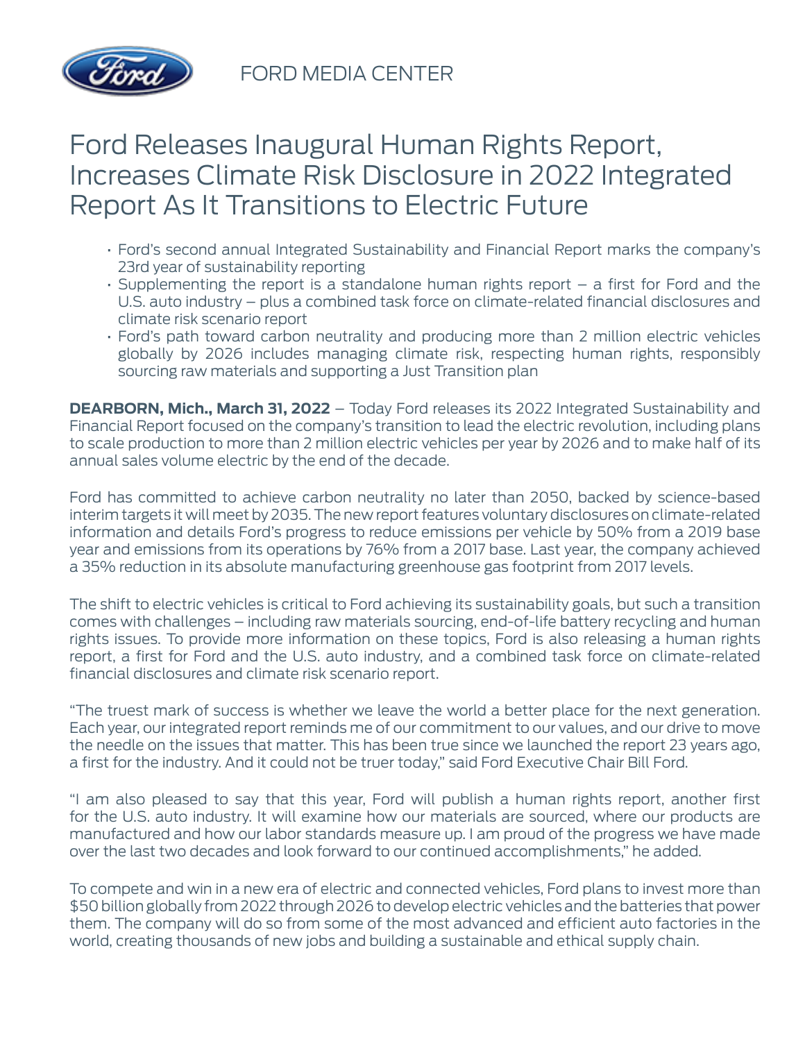FORD MEDIA CENTER

# Ford Releases Inaugural Human Rights Report, Increases Climate Risk Disclosure in 2022 Integrated Report As It Transitions to Electric Future

- Ford's second annual Integrated Sustainability and Financial Report marks the company's 23rd year of sustainability reporting
- Supplementing the report is a standalone human rights report – a first for Ford and the U.S. auto industry – plus a combined task force on climate-related financial disclosures and climate risk scenario report
- Ford's path toward carbon neutrality and producing more than 2 million electric vehicles globally by 2026 includes managing climate risk, respecting human rights, responsibly sourcing raw materials and supporting a Just Transition plan

**DEARBORN, Mich., March 31, 2022** – Today Ford releases its 2022 Integrated Sustainability and Financial Report focused on the company's transition to lead the electric revolution, including plans to scale production to more than 2 million electric vehicles per year by 2026 and to make half of its annual sales volume electric by the end of the decade.

Ford has committed to achieve carbon neutrality no later than 2050, backed by science-based interim targets it will meet by 2035. The new report features voluntary disclosures on climate-related information and details Ford's progress to reduce emissions per vehicle by 50% from a 2019 base year and emissions from its operations by 76% from a 2017 base. Last year, the company achieved a 35% reduction in its absolute manufacturing greenhouse gas footprint from 2017 levels.

The shift to electric vehicles is critical to Ford achieving its sustainability goals, but such a transition comes with challenges – including raw materials sourcing, end-of-life battery recycling and human rights issues. To provide more information on these topics, Ford is also releasing a human rights report, a first for Ford and the U.S. auto industry, and a combined task force on climate-related financial disclosures and climate risk scenario report.

"The truest mark of success is whether we leave the world a better place for the next generation. Each year, our integrated report reminds me of our commitment to our values, and our drive to move the needle on the issues that matter. This has been true since we launched the report 23 years ago, a first for the industry. And it could not be truer today," said Ford Executive Chair Bill Ford.

"I am also pleased to say that this year, Ford will publish a human rights report, another first for the U.S. auto industry. It will examine how our materials are sourced, where our products are manufactured and how our labor standards measure up. I am proud of the progress we have made over the last two decades and look forward to our continued accomplishments," he added.

To compete and win in a new era of electric and connected vehicles, Ford plans to invest more than $50 billion globally from 2022 through 2026 to develop electric vehicles and the batteries that power them. The company will do so from some of the most advanced and efficient auto factories in the world, creating thousands of new jobs and building a sustainable and ethical supply chain.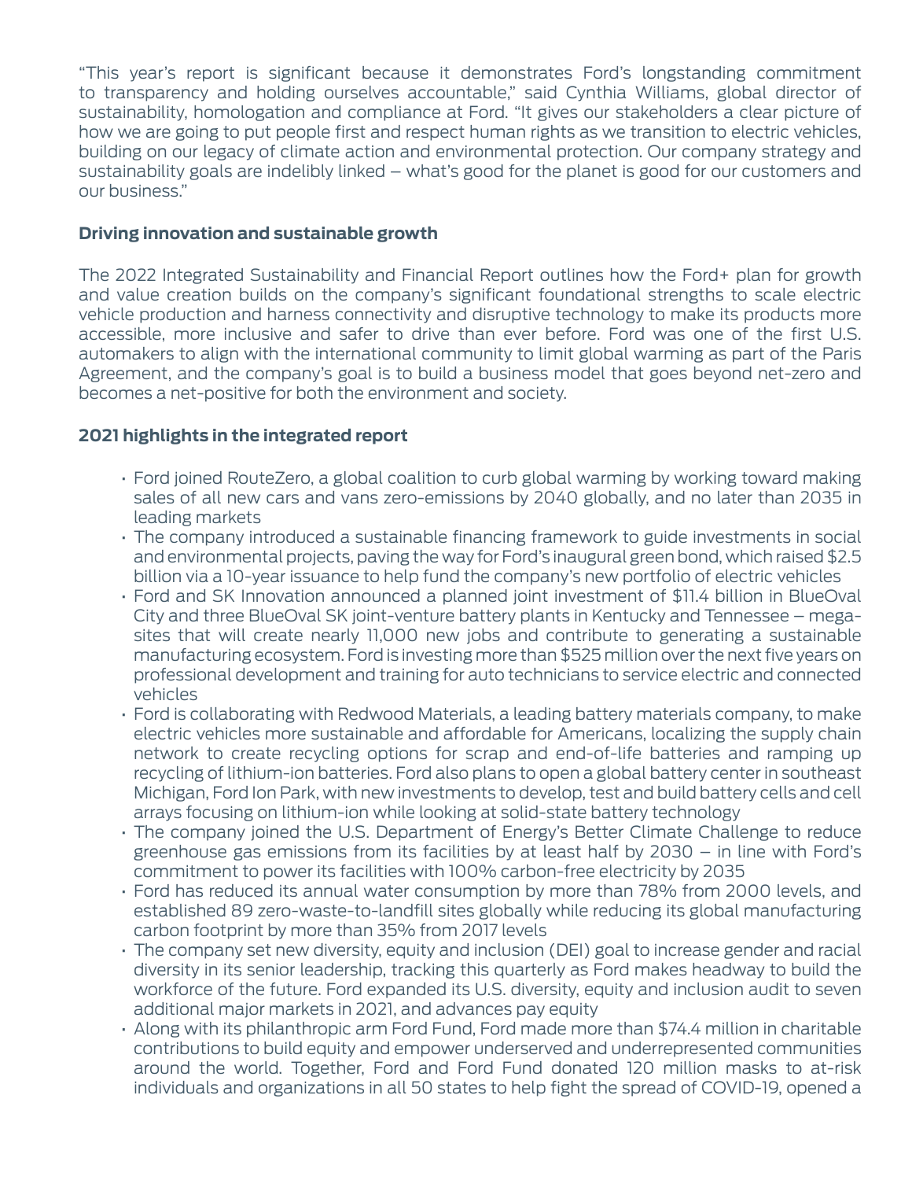"This year's report is significant because it demonstrates Ford's longstanding commitment to transparency and holding ourselves accountable," said Cynthia Williams, global director of sustainability, homologation and compliance at Ford. "It gives our stakeholders a clear picture of how we are going to put people first and respect human rights as we transition to electric vehicles, building on our legacy of climate action and environmental protection. Our company strategy and sustainability goals are indelibly linked – what's good for the planet is good for our customers and our business."

**Driving innovation and sustainable growth**

The 2022 Integrated Sustainability and Financial Report outlines how the Ford+ plan for growth and value creation builds on the company's significant foundational strengths to scale electric vehicle production and harness connectivity and disruptive technology to make its products more accessible, more inclusive and safer to drive than ever before. Ford was one of the first U.S. automakers to align with the international community to limit global warming as part of the Paris Agreement, and the company's goal is to build a business model that goes beyond net-zero and becomes a net-positive for both the environment and society.

**2021 highlights in the integrated report**

- Ford joined RouteZero, a global coalition to curb global warming by working toward making sales of all new cars and vans zero-emissions by 2040 globally, and no later than 2035 in leading markets
- The company introduced a sustainable financing framework to guide investments in social and environmental projects, paving the way for Ford's inaugural green bond, which raised $2.5 billion via a 10-year issuance to help fund the company's new portfolio of electric vehicles
- Ford and SK Innovation announced a planned joint investment of $11.4 billion in BlueOval City and three BlueOval SK joint-venture battery plants in Kentucky and Tennessee – mega-sites that will create nearly 11,000 new jobs and contribute to generating a sustainable manufacturing ecosystem. Ford is investing more than $525 million over the next five years on professional development and training for auto technicians to service electric and connected vehicles
- Ford is collaborating with Redwood Materials, a leading battery materials company, to make electric vehicles more sustainable and affordable for Americans, localizing the supply chain network to create recycling options for scrap and end-of-life batteries and ramping up recycling of lithium-ion batteries. Ford also plans to open a global battery center in southeast Michigan, Ford Ion Park, with new investments to develop, test and build battery cells and cell arrays focusing on lithium-ion while looking at solid-state battery technology
- The company joined the U.S. Department of Energy's Better Climate Challenge to reduce greenhouse gas emissions from its facilities by at least half by 2030 – in line with Ford's commitment to power its facilities with 100% carbon-free electricity by 2035
- Ford has reduced its annual water consumption by more than 78% from 2000 levels, and established 89 zero-waste-to-landfill sites globally while reducing its global manufacturing carbon footprint by more than 35% from 2017 levels
- The company set new diversity, equity and inclusion (DEI) goal to increase gender and racial diversity in its senior leadership, tracking this quarterly as Ford makes headway to build the workforce of the future. Ford expanded its U.S. diversity, equity and inclusion audit to seven additional major markets in 2021, and advances pay equity
- Along with its philanthropic arm Ford Fund, Ford made more than $74.4 million in charitable contributions to build equity and empower underserved and underrepresented communities around the world. Together, Ford and Ford Fund donated 120 million masks to at-risk individuals and organizations in all 50 states to help fight the spread of COVID-19, opened a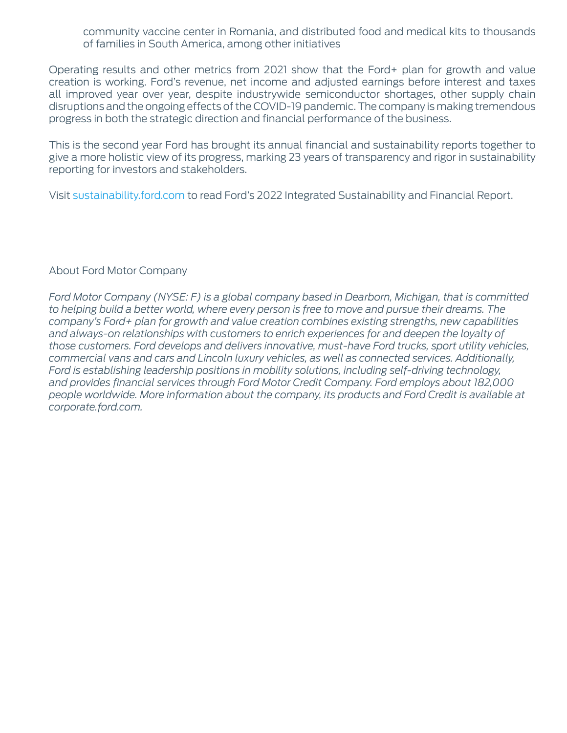community vaccine center in Romania, and distributed food and medical kits to thousands of families in South America, among other initiatives

Operating results and other metrics from 2021 show that the Ford+ plan for growth and value creation is working. Ford's revenue, net income and adjusted earnings before interest and taxes all improved year over year, despite industrywide semiconductor shortages, other supply chain disruptions and the ongoing effects of the COVID-19 pandemic. The company is making tremendous progress in both the strategic direction and financial performance of the business.

This is the second year Ford has brought its annual financial and sustainability reports together to give a more holistic view of its progress, marking 23 years of transparency and rigor in sustainability reporting for investors and stakeholders.

Visit sustainability.ford.com to read Ford's 2022 Integrated Sustainability and Financial Report.

About Ford Motor Company

*Ford Motor Company (NYSE: F) is a global company based in Dearborn, Michigan, that is committed to helping build a better world, where every person is free to move and pursue their dreams. The company's Ford+ plan for growth and value creation combines existing strengths, new capabilities and always-on relationships with customers to enrich experiences for and deepen the loyalty of those customers. Ford develops and delivers innovative, must-have Ford trucks, sport utility vehicles, commercial vans and cars and Lincoln luxury vehicles, as well as connected services. Additionally, Ford is establishing leadership positions in mobility solutions, including self-driving technology, and provides financial services through Ford Motor Credit Company. Ford employs about 182,000 people worldwide. More information about the company, its products and Ford Credit is available at corporate.ford.com.*